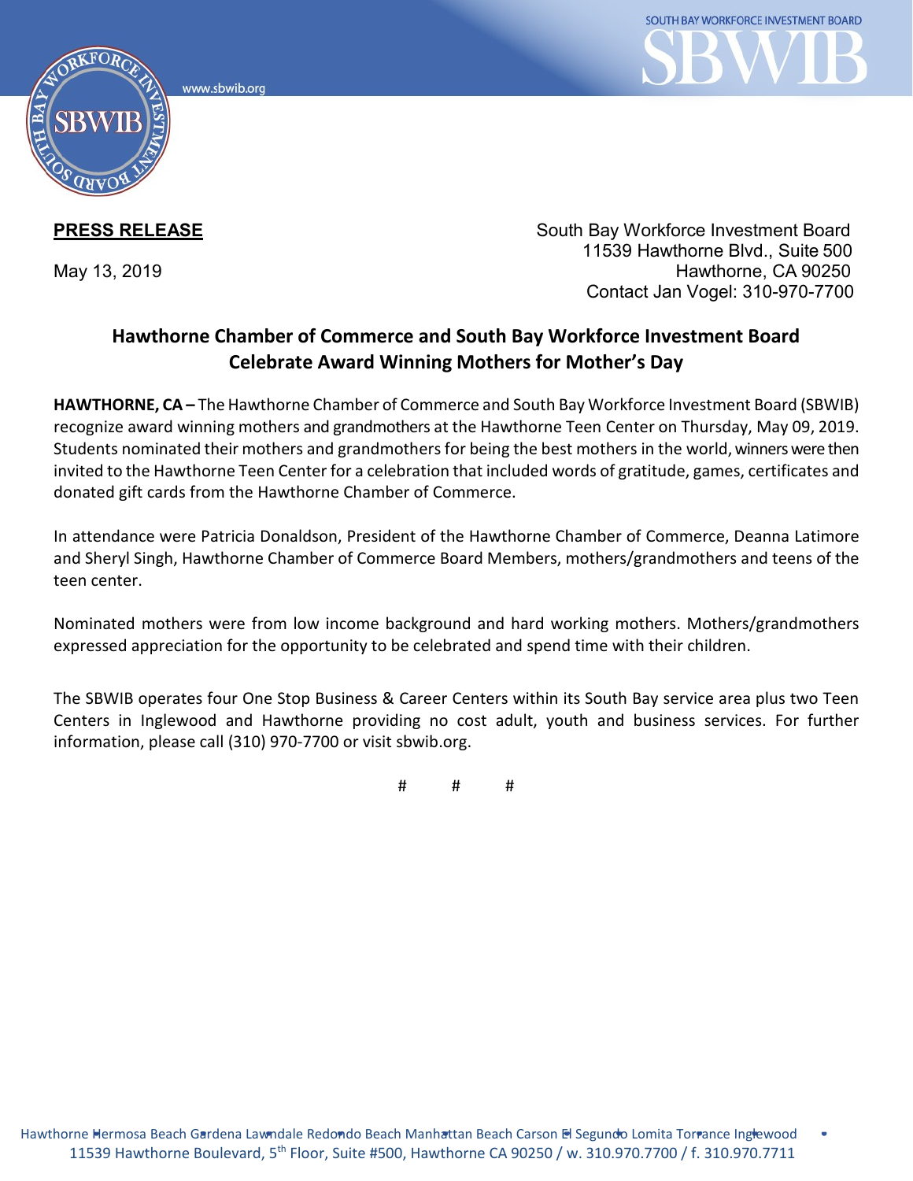**PRESS RELEASE**

May 13, 2019

South Bay Workforce Investment Board
11539 Hawthorne Blvd., Suite 500
Hawthorne, CA 90250
Contact Jan Vogel: 310-970-7700

## Hawthorne Chamber of Commerce and South Bay Workforce Investment Board Celebrate Award Winning Mothers for Mother's Day

**HAWTHORNE, CA –** The Hawthorne Chamber of Commerce and South Bay Workforce Investment Board (SBWIB) recognize award winning mothers and grandmothers at the Hawthorne Teen Center on Thursday, May 09, 2019. Students nominated their mothers and grandmothers for being the best mothers in the world, winners were then invited to the Hawthorne Teen Center for a celebration that included words of gratitude, games, certificates and donated gift cards from the Hawthorne Chamber of Commerce.

In attendance were Patricia Donaldson, President of the Hawthorne Chamber of Commerce, Deanna Latimore and Sheryl Singh, Hawthorne Chamber of Commerce Board Members, mothers/grandmothers and teens of the teen center.

Nominated mothers were from low income background and hard working mothers. Mothers/grandmothers expressed appreciation for the opportunity to be celebrated and spend time with their children.

The SBWIB operates four One Stop Business & Career Centers within its South Bay service area plus two Teen Centers in Inglewood and Hawthorne providing no cost adult, youth and business services. For further information, please call (310) 970-7700 or visit sbwib.org.

# # #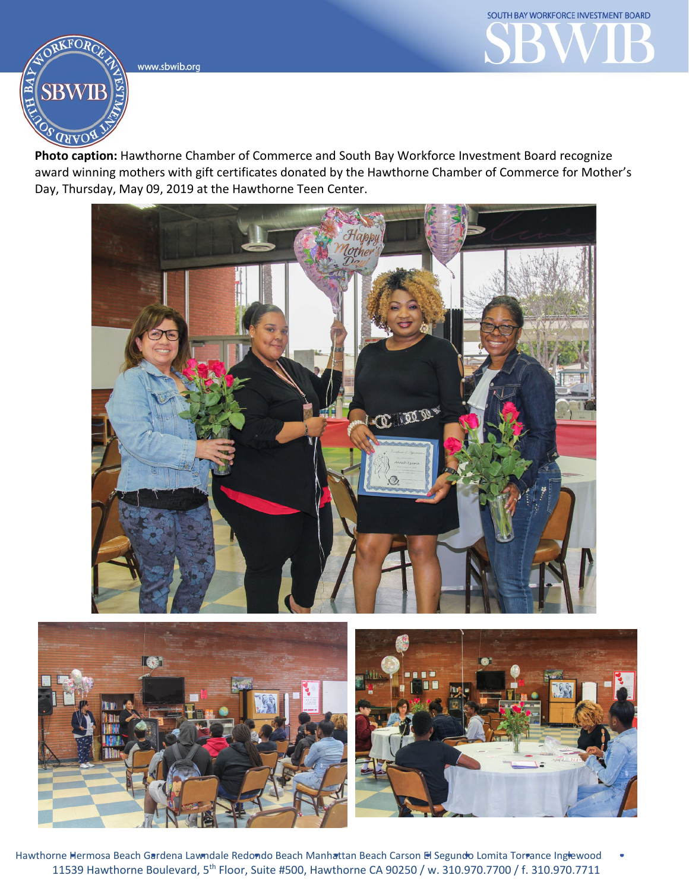**Photo caption:** Hawthorne Chamber of Commerce and South Bay Workforce Investment Board recognize award winning mothers with gift certificates donated by the Hawthorne Chamber of Commerce for Mother's Day, Thursday, May 09, 2019 at the Hawthorne Teen Center.